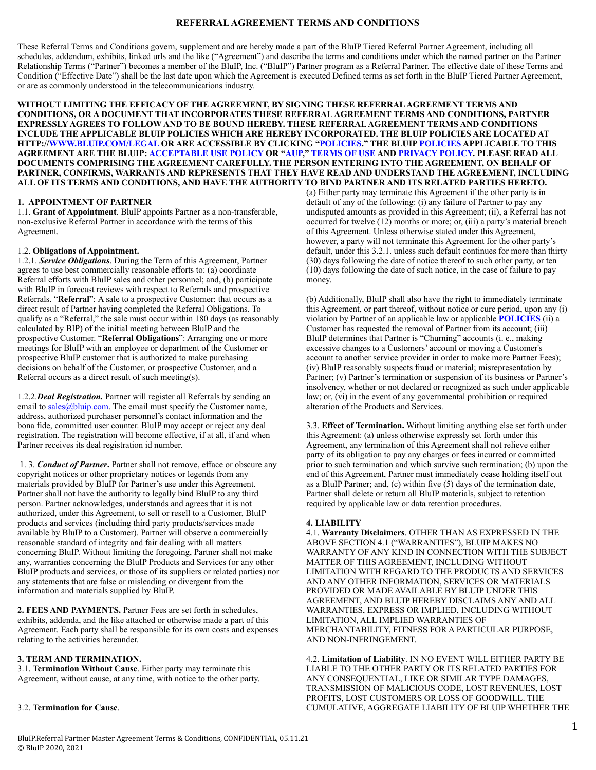# REFERRAL AGREEMENT TERMS AND CONDITIONS

These Referral Terms and Conditions govern, supplement and are hereby made a part of the BluIP Tiered Referral Partner Agreement, including all schedules, addendum, exhibits, linked urls and the like ("Agreement") and describe the terms and conditions under which the named partner on the Partner Relationship Terms ("Partner") becomes a member of the BluIP, Inc. ("BluIP") Partner program as a Referral Partner. The effective date of these Terms and Condition ("Effective Date") shall be the last date upon which the Agreement is executed Defined terms as set forth in the BluIP Tiered Partner Agreement, or are as commonly understood in the telecommunications industry.

**WITHOUT LIMITING THE EFFICACY OF THE AGREEMENT, BY SIGNING THESE REFERRAL AGREEMENT TERMS AND CONDITIONS, OR A DOCUMENT THAT INCORPORATES THESE REFERRAL AGREEMENT TERMS AND CONDITIONS, PARTNER EXPRESSLY AGREES TO FOLLOW AND TO BE BOUND HEREBY. THESE REFERRAL AGREEMENT TERMS AND CONDITIONS INCLUDE THE APPLICABLE BLUIP POLICIES WHICH ARE HEREBY INCORPORATED. THE BLUIP POLICIES ARE LOCATED AT HTTP://WWW.BLUIP.COM/LEGAL OR ARE ACCESSIBLE BY CLICKING "POLICIES." THE BLUIP POLICIES APPLICABLE TO THIS AGREEMENT ARE THE BLUIP: ACCEPTABLE USE POLICY OR "AUP," TERMS OF USE AND PRIVACY POLICY. PLEASE READ ALL DOCUMENTS COMPRISING THE AGREEMENT CAREFULLY. THE PERSON ENTERING INTO THE AGREEMENT, ON BEHALF OF PARTNER, CONFIRMS, WARRANTS AND REPRESENTS THAT THEY HAVE READ AND UNDERSTAND THE AGREEMENT, INCLUDING ALL OF ITS TERMS AND CONDITIONS, AND HAVE THE AUTHORITY TO BIND PARTNER AND ITS RELATED PARTIES HERETO.**

**1. APPOINTMENT OF PARTNER**

1.1. **Grant of Appointment**. BluIP appoints Partner as a non-transferable, non-exclusive Referral Partner in accordance with the terms of this Agreement.

1.2. **Obligations of Appointment.**

1.2.1. ***Service Obligations***. During the Term of this Agreement, Partner agrees to use best commercially reasonable efforts to: (a) coordinate Referral efforts with BluIP sales and other personnel; and, (b) participate with BluIP in forecast reviews with respect to Referrals and prospective Referrals. "**Referral**": A sale to a prospective Customer: that occurs as a direct result of Partner having completed the Referral Obligations. To qualify as a "Referral," the sale must occur within 180 days (as reasonably calculated by BIP) of the initial meeting between BluIP and the prospective Customer. "**Referral Obligations**": Arranging one or more meetings for BluIP with an employee or department of the Customer or prospective BluIP customer that is authorized to make purchasing decisions on behalf of the Customer, or prospective Customer, and a Referral occurs as a direct result of such meeting(s).

1.2.2. ***Deal Registration.*** Partner will register all Referrals by sending an email to sales@bluip.com. The email must specify the Customer name, address, authorized purchaser personnel's contact information and the bona fide, committed user counter. BluIP may accept or reject any deal registration. The registration will become effective, if at all, if and when Partner receives its deal registration id number.

1. 3. ***Conduct of Partner***. Partner shall not remove, efface or obscure any copyright notices or other proprietary notices or legends from any materials provided by BluIP for Partner's use under this Agreement. Partner shall not have the authority to legally bind BluIP to any third person. Partner acknowledges, understands and agrees that it is not authorized, under this Agreement, to sell or resell to a Customer, BluIP products and services (including third party products/services made available by BluIP to a Customer). Partner will observe a commercially reasonable standard of integrity and fair dealing with all matters concerning BluIP. Without limiting the foregoing, Partner shall not make any, warranties concerning the BluIP Products and Services (or any other BluIP products and services, or those of its suppliers or related parties) nor any statements that are false or misleading or divergent from the information and materials supplied by BluIP.

**2. FEES AND PAYMENTS.** Partner Fees are set forth in schedules, exhibits, addenda, and the like attached or otherwise made a part of this Agreement. Each party shall be responsible for its own costs and expenses relating to the activities hereunder.

**3. TERM AND TERMINATION.**

3.1. **Termination Without Cause**. Either party may terminate this Agreement, without cause, at any time, with notice to the other party.

3.2. **Termination for Cause**.

(a) Either party may terminate this Agreement if the other party is in default of any of the following: (i) any failure of Partner to pay any undisputed amounts as provided in this Agreement; (ii), a Referral has not occurred for twelve (12) months or more; or, (iii) a party's material breach of this Agreement. Unless otherwise stated under this Agreement, however, a party will not terminate this Agreement for the other party's default, under this 3.2.1. unless such default continues for more than thirty (30) days following the date of notice thereof to such other party, or ten (10) days following the date of such notice, in the case of failure to pay money.

(b) Additionally, BluIP shall also have the right to immediately terminate this Agreement, or part thereof, without notice or cure period, upon any (i) violation by Partner of an applicable law or applicable **POLICIES** (ii) a Customer has requested the removal of Partner from its account; (iii) BluIP determines that Partner is "Churning" accounts (i. e., making excessive changes to a Customers' account or moving a Customer's account to another service provider in order to make more Partner Fees); (iv) BluIP reasonably suspects fraud or material; misrepresentation by Partner; (v) Partner's termination or suspension of its business or Partner's insolvency, whether or not declared or recognized as such under applicable law; or, (vi) in the event of any governmental prohibition or required alteration of the Products and Services.

3.3. **Effect of Termination.** Without limiting anything else set forth under this Agreement: (a) unless otherwise expressly set forth under this Agreement, any termination of this Agreement shall not relieve either party of its obligation to pay any charges or fees incurred or committed prior to such termination and which survive such termination; (b) upon the end of this Agreement, Partner must immediately cease holding itself out as a BluIP Partner; and, (c) within five (5) days of the termination date, Partner shall delete or return all BluIP materials, subject to retention required by applicable law or data retention procedures.

**4. LIABILITY**

4.1. **Warranty Disclaimers**. OTHER THAN AS EXPRESSED IN THE ABOVE SECTION 4.1 ("WARRANTIES"), BLUIP MAKES NO WARRANTY OF ANY KIND IN CONNECTION WITH THE SUBJECT MATTER OF THIS AGREEMENT, INCLUDING WITHOUT LIMITATION WITH REGARD TO THE PRODUCTS AND SERVICES AND ANY OTHER INFORMATION, SERVICES OR MATERIALS PROVIDED OR MADE AVAILABLE BY BLUIP UNDER THIS AGREEMENT, AND BLUIP HEREBY DISCLAIMS ANY AND ALL WARRANTIES, EXPRESS OR IMPLIED, INCLUDING WITHOUT LIMITATION, ALL IMPLIED WARRANTIES OF MERCHANTABILITY, FITNESS FOR A PARTICULAR PURPOSE, AND NON-INFRINGEMENT.

4.2. **Limitation of Liability**. IN NO EVENT WILL EITHER PARTY BE LIABLE TO THE OTHER PARTY OR ITS RELATED PARTIES FOR ANY CONSEQUENTIAL, LIKE OR SIMILAR TYPE DAMAGES, TRANSMISSION OF MALICIOUS CODE, LOST REVENUES, LOST PROFITS, LOST CUSTOMERS OR LOSS OF GOODWILL. THE CUMULATIVE, AGGREGATE LIABILITY OF BLUIP WHETHER THE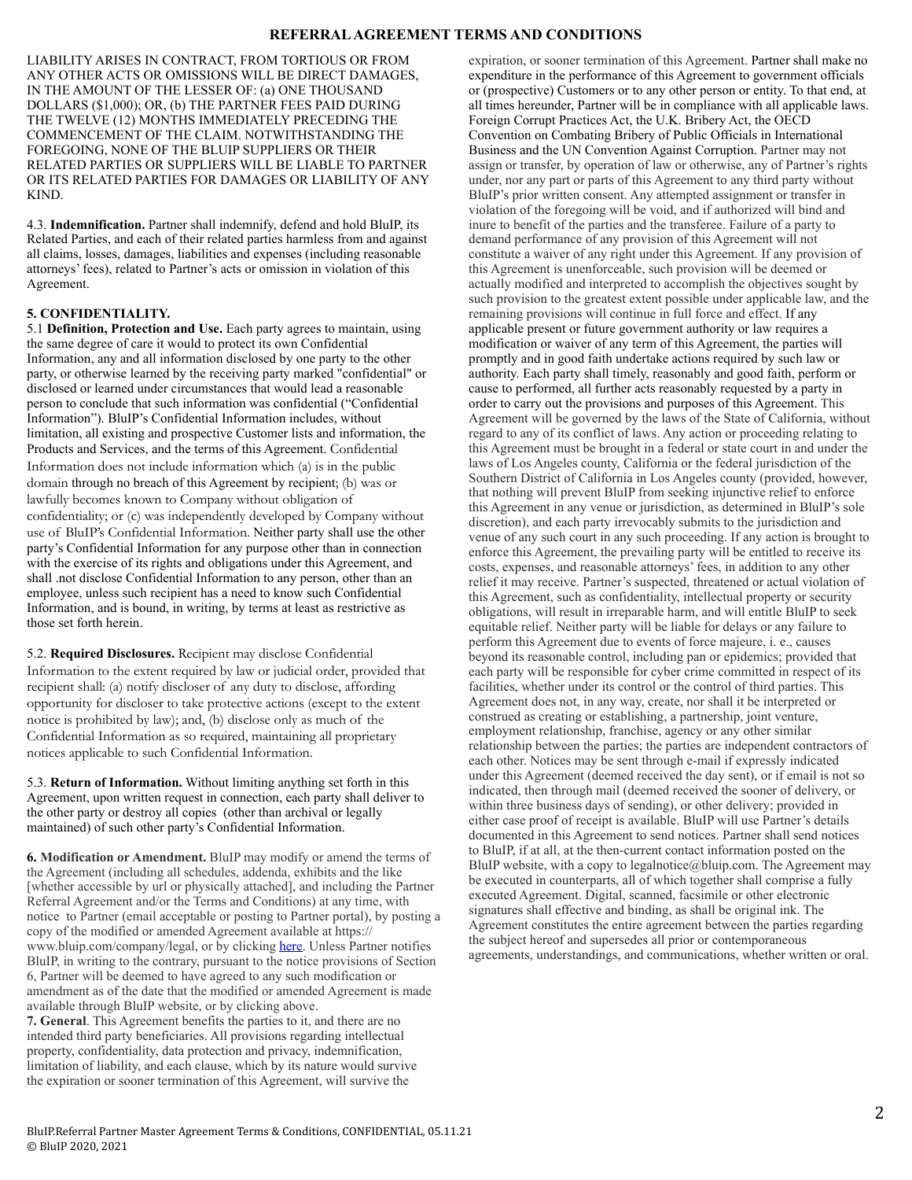LIABILITY ARISES IN CONTRACT, FROM TORTIOUS OR FROM ANY OTHER ACTS OR OMISSIONS WILL BE DIRECT DAMAGES, IN THE AMOUNT OF THE LESSER OF: (a) ONE THOUSAND DOLLARS ($1,000); OR, (b) THE PARTNER FEES PAID DURING THE TWELVE (12) MONTHS IMMEDIATELY PRECEDING THE COMMENCEMENT OF THE CLAIM. NOTWITHSTANDING THE FOREGOING, NONE OF THE BLUIP SUPPLIERS OR THEIR RELATED PARTIES OR SUPPLIERS WILL BE LIABLE TO PARTNER OR ITS RELATED PARTIES FOR DAMAGES OR LIABILITY OF ANY KIND.

4.3. **Indemnification.** Partner shall indemnify, defend and hold BluIP, its Related Parties, and each of their related parties harmless from and against all claims, losses, damages, liabilities and expenses (including reasonable attorneys' fees), related to Partner's acts or omission in violation of this Agreement.

**5. CONFIDENTIALITY.**

5.1 **Definition, Protection and Use.** Each party agrees to maintain, using the same degree of care it would to protect its own Confidential Information, any and all information disclosed by one party to the other party, or otherwise learned by the receiving party marked "confidential" or disclosed or learned under circumstances that would lead a reasonable person to conclude that such information was confidential ("Confidential Information"). BluIP's Confidential Information includes, without limitation, all existing and prospective Customer lists and information, the Products and Services, and the terms of this Agreement. Confidential Information does not include information which (a) is in the public domain through no breach of this Agreement by recipient; (b) was or lawfully becomes known to Company without obligation of confidentiality; or (c) was independently developed by Company without use of BluIP's Confidential Information. Neither party shall use the other party's Confidential Information for any purpose other than in connection with the exercise of its rights and obligations under this Agreement, and shall .not disclose Confidential Information to any person, other than an employee, unless such recipient has a need to know such Confidential Information, and is bound, in writing, by terms at least as restrictive as those set forth herein.

5.2. **Required Disclosures.** Recipient may disclose Confidential Information to the extent required by law or judicial order, provided that recipient shall: (a) notify discloser of any duty to disclose, affording opportunity for discloser to take protective actions (except to the extent notice is prohibited by law); and, (b) disclose only as much of the Confidential Information as so required, maintaining all proprietary notices applicable to such Confidential Information.

5.3. **Return of Information.** Without limiting anything set forth in this Agreement, upon written request in connection, each party shall deliver to the other party or destroy all copies (other than archival or legally maintained) of such other party's Confidential Information.

**6. Modification or Amendment.** BluIP may modify or amend the terms of the Agreement (including all schedules, addenda, exhibits and the like [whether accessible by url or physically attached], and including the Partner Referral Agreement and/or the Terms and Conditions) at any time, with notice to Partner (email acceptable or posting to Partner portal), by posting a copy of the modified or amended Agreement available at https://www.bluip.com/company/legal, or by clicking here. Unless Partner notifies BluIP, in writing to the contrary, pursuant to the notice provisions of Section 6, Partner will be deemed to have agreed to any such modification or amendment as of the date that the modified or amended Agreement is made available through BluIP website, or by clicking above.

**7. General**. This Agreement benefits the parties to it, and there are no intended third party beneficiaries. All provisions regarding intellectual property, confidentiality, data protection and privacy, indemnification, limitation of liability, and each clause, which by its nature would survive the expiration or sooner termination of this Agreement, will survive the expiration, or sooner termination of this Agreement. Partner shall make no expenditure in the performance of this Agreement to government officials or (prospective) Customers or to any other person or entity. To that end, at all times hereunder, Partner will be in compliance with all applicable laws. Foreign Corrupt Practices Act, the U.K. Bribery Act, the OECD Convention on Combating Bribery of Public Officials in International Business and the UN Convention Against Corruption. Partner may not assign or transfer, by operation of law or otherwise, any of Partner's rights under, nor any part or parts of this Agreement to any third party without BluIP's prior written consent. Any attempted assignment or transfer in violation of the foregoing will be void, and if authorized will bind and inure to benefit of the parties and the transferee. Failure of a party to demand performance of any provision of this Agreement will not constitute a waiver of any right under this Agreement. If any provision of this Agreement is unenforceable, such provision will be deemed or actually modified and interpreted to accomplish the objectives sought by such provision to the greatest extent possible under applicable law, and the remaining provisions will continue in full force and effect. If any applicable present or future government authority or law requires a modification or waiver of any term of this Agreement, the parties will promptly and in good faith undertake actions required by such law or authority. Each party shall timely, reasonably and good faith, perform or cause to performed, all further acts reasonably requested by a party in order to carry out the provisions and purposes of this Agreement. This Agreement will be governed by the laws of the State of California, without regard to any of its conflict of laws. Any action or proceeding relating to this Agreement must be brought in a federal or state court in and under the laws of Los Angeles county, California or the federal jurisdiction of the Southern District of California in Los Angeles county (provided, however, that nothing will prevent BluIP from seeking injunctive relief to enforce this Agreement in any venue or jurisdiction, as determined in BluIP's sole discretion), and each party irrevocably submits to the jurisdiction and venue of any such court in any such proceeding. If any action is brought to enforce this Agreement, the prevailing party will be entitled to receive its costs, expenses, and reasonable attorneys' fees, in addition to any other relief it may receive. Partner's suspected, threatened or actual violation of this Agreement, such as confidentiality, intellectual property or security obligations, will result in irreparable harm, and will entitle BluIP to seek equitable relief. Neither party will be liable for delays or any failure to perform this Agreement due to events of force majeure, i. e., causes beyond its reasonable control, including pan or epidemics; provided that each party will be responsible for cyber crime committed in respect of its facilities, whether under its control or the control of third parties. This Agreement does not, in any way, create, nor shall it be interpreted or construed as creating or establishing, a partnership, joint venture, employment relationship, franchise, agency or any other similar relationship between the parties; the parties are independent contractors of each other. Notices may be sent through e-mail if expressly indicated under this Agreement (deemed received the day sent), or if email is not so indicated, then through mail (deemed received the sooner of delivery, or within three business days of sending), or other delivery; provided in either case proof of receipt is available. BluIP will use Partner's details documented in this Agreement to send notices. Partner shall send notices to BluIP, if at all, at the then-current contact information posted on the BluIP website, with a copy to legalnotice@bluip.com. The Agreement may be executed in counterparts, all of which together shall comprise a fully executed Agreement. Digital, scanned, facsimile or other electronic signatures shall effective and binding, as shall be original ink. The Agreement constitutes the entire agreement between the parties regarding the subject hereof and supersedes all prior or contemporaneous agreements, understandings, and communications, whether written or oral.